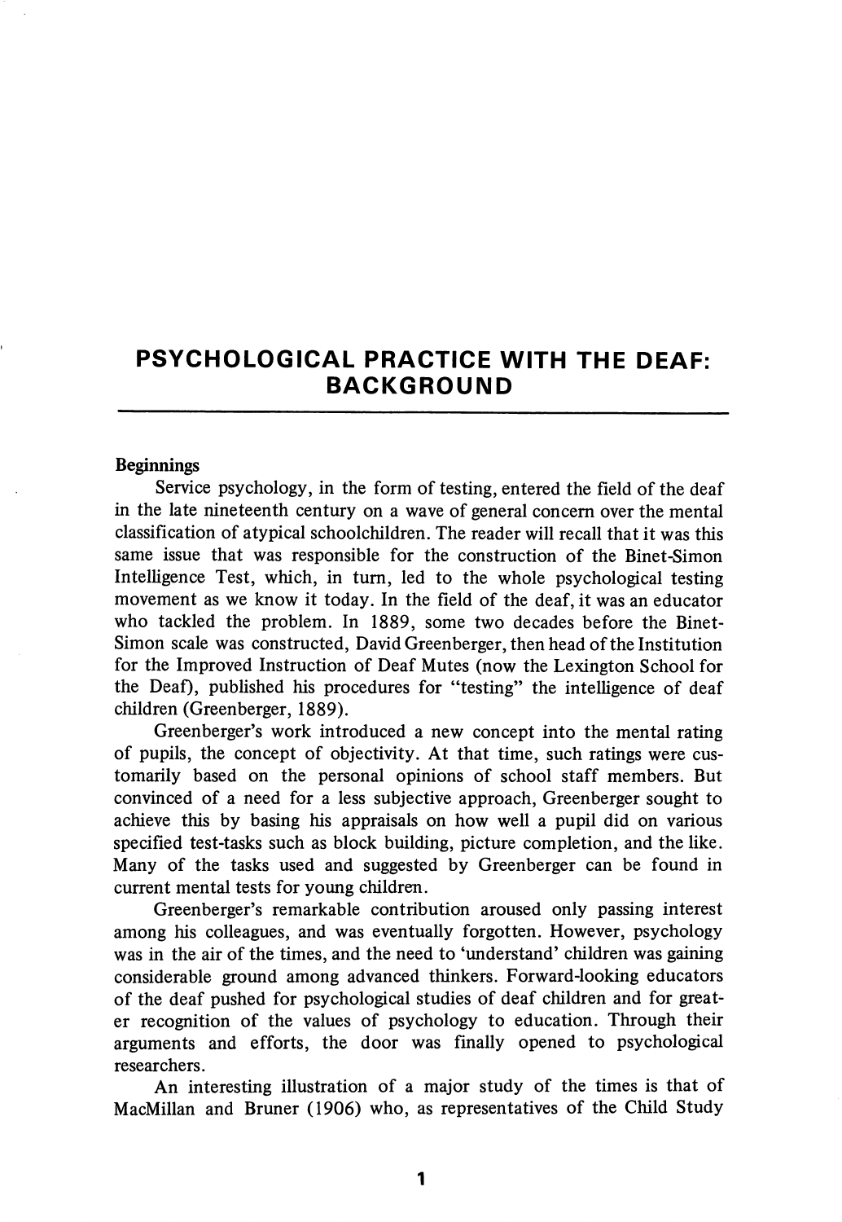# PSYCHOLOGICAL PRACTICE WITH THE DEAF: BACKGROUND

**Beginnings**

Service psychology, in the form of testing, entered the field of the deaf in the late nineteenth century on a wave of general concern over the mental classification of atypical schoolchildren. The reader will recall that it was this same issue that was responsible for the construction of the Binet-Simon Intelligence Test, which, in turn, led to the whole psychological testing movement as we know it today. In the field of the deaf, it was an educator who tackled the problem. In 1889, some two decades before the Binet-Simon scale was constructed, David Greenberger, then head of the Institution for the Improved Instruction of Deaf Mutes (now the Lexington School for the Deaf), published his procedures for "testing" the intelligence of deaf children (Greenberger, 1889).

Greenberger's work introduced a new concept into the mental rating of pupils, the concept of objectivity. At that time, such ratings were customarily based on the personal opinions of school staff members. But convinced of a need for a less subjective approach, Greenberger sought to achieve this by basing his appraisals on how well a pupil did on various specified test-tasks such as block building, picture completion, and the like. Many of the tasks used and suggested by Greenberger can be found in current mental tests for young children.

Greenberger's remarkable contribution aroused only passing interest among his colleagues, and was eventually forgotten. However, psychology was in the air of the times, and the need to 'understand' children was gaining considerable ground among advanced thinkers. Forward-looking educators of the deaf pushed for psychological studies of deaf children and for greater recognition of the values of psychology to education. Through their arguments and efforts, the door was finally opened to psychological researchers.

An interesting illustration of a major study of the times is that of MacMillan and Bruner (1906) who, as representatives of the Child Study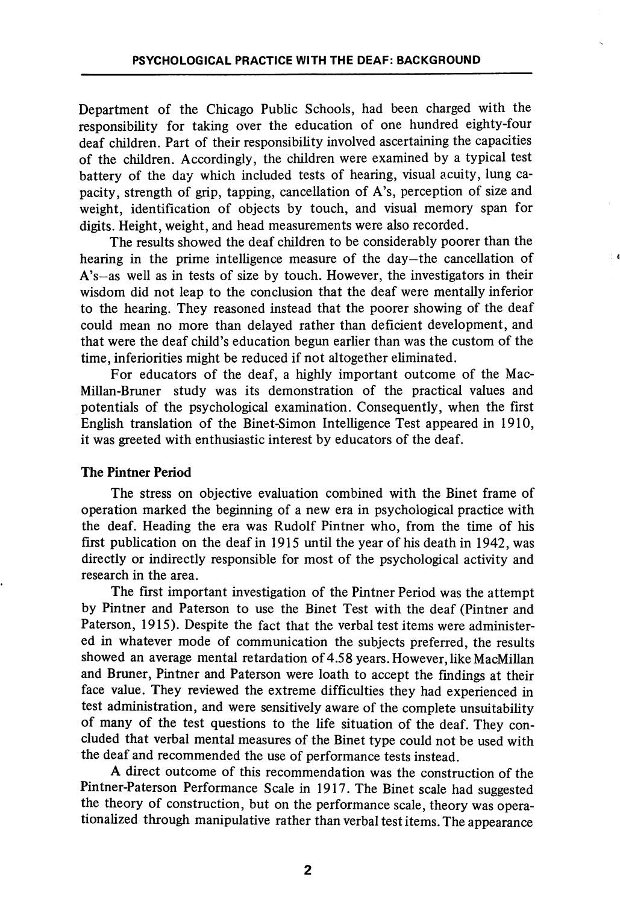Department of the Chicago Public Schools, had been charged with the responsibility for taking over the education of one hundred eighty-four deaf children. Part of their responsibility involved ascertaining the capacities of the children. Accordingly, the children were examined by a typical test battery of the day which included tests of hearing, visual acuity, lung capacity, strength of grip, tapping, cancellation of A's, perception of size and weight, identification of objects by touch, and visual memory span for digits. Height, weight, and head measurements were also recorded.

The results showed the deaf children to be considerably poorer than the hearing in the prime intelligence measure of the day—the cancellation of A's—as well as in tests of size by touch. However, the investigators in their wisdom did not leap to the conclusion that the deaf were mentally inferior to the hearing. They reasoned instead that the poorer showing of the deaf could mean no more than delayed rather than deficient development, and that were the deaf child's education begun earlier than was the custom of the time, inferiorities might be reduced if not altogether eliminated.

For educators of the deaf, a highly important outcome of the MacMillan-Bruner study was its demonstration of the practical values and potentials of the psychological examination. Consequently, when the first English translation of the Binet-Simon Intelligence Test appeared in 1910, it was greeted with enthusiastic interest by educators of the deaf.

### The Pintner Period

The stress on objective evaluation combined with the Binet frame of operation marked the beginning of a new era in psychological practice with the deaf. Heading the era was Rudolf Pintner who, from the time of his first publication on the deaf in 1915 until the year of his death in 1942, was directly or indirectly responsible for most of the psychological activity and research in the area.

The first important investigation of the Pintner Period was the attempt by Pintner and Paterson to use the Binet Test with the deaf (Pintner and Paterson, 1915). Despite the fact that the verbal test items were administered in whatever mode of communication the subjects preferred, the results showed an average mental retardation of 4.58 years. However, like MacMillan and Bruner, Pintner and Paterson were loath to accept the findings at their face value. They reviewed the extreme difficulties they had experienced in test administration, and were sensitively aware of the complete unsuitability of many of the test questions to the life situation of the deaf. They concluded that verbal mental measures of the Binet type could not be used with the deaf and recommended the use of performance tests instead.

A direct outcome of this recommendation was the construction of the Pintner-Paterson Performance Scale in 1917. The Binet scale had suggested the theory of construction, but on the performance scale, theory was operationalized through manipulative rather than verbal test items. The appearance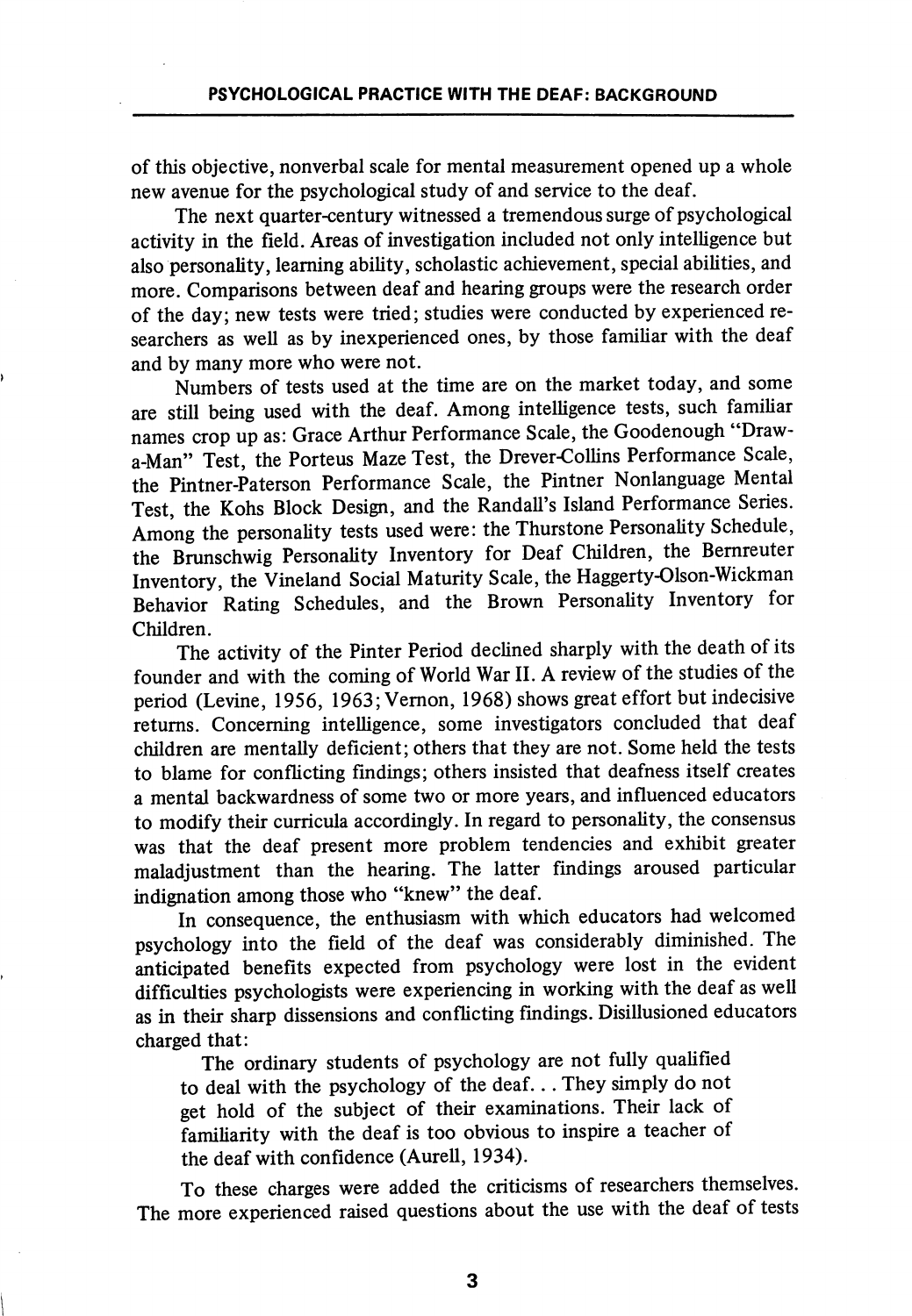of this objective, nonverbal scale for mental measurement opened up a whole new avenue for the psychological study of and service to the deaf.

The next quarter-century witnessed a tremendous surge of psychological activity in the field. Areas of investigation included not only intelligence but also personality, learning ability, scholastic achievement, special abilities, and more. Comparisons between deaf and hearing groups were the research order of the day; new tests were tried; studies were conducted by experienced researchers as well as by inexperienced ones, by those familiar with the deaf and by many more who were not.

Numbers of tests used at the time are on the market today, and some are still being used with the deaf. Among intelligence tests, such familiar names crop up as: Grace Arthur Performance Scale, the Goodenough "Draw-a-Man" Test, the Porteus Maze Test, the Drever-Collins Performance Scale, the Pintner-Paterson Performance Scale, the Pintner Nonlanguage Mental Test, the Kohs Block Design, and the Randall's Island Performance Series. Among the personality tests used were: the Thurstone Personality Schedule, the Brunschwig Personality Inventory for Deaf Children, the Bernreuter Inventory, the Vineland Social Maturity Scale, the Haggerty-Olson-Wickman Behavior Rating Schedules, and the Brown Personality Inventory for Children.

The activity of the Pinter Period declined sharply with the death of its founder and with the coming of World War II. A review of the studies of the period (Levine, 1956, 1963; Vernon, 1968) shows great effort but indecisive returns. Concerning intelligence, some investigators concluded that deaf children are mentally deficient; others that they are not. Some held the tests to blame for conflicting findings; others insisted that deafness itself creates a mental backwardness of some two or more years, and influenced educators to modify their curricula accordingly. In regard to personality, the consensus was that the deaf present more problem tendencies and exhibit greater maladjustment than the hearing. The latter findings aroused particular indignation among those who "knew" the deaf.

In consequence, the enthusiasm with which educators had welcomed psychology into the field of the deaf was considerably diminished. The anticipated benefits expected from psychology were lost in the evident difficulties psychologists were experiencing in working with the deaf as well as in their sharp dissensions and conflicting findings. Disillusioned educators charged that:

> The ordinary students of psychology are not fully qualified to deal with the psychology of the deaf... They simply do not get hold of the subject of their examinations. Their lack of familiarity with the deaf is too obvious to inspire a teacher of the deaf with confidence (Aurell, 1934).

To these charges were added the criticisms of researchers themselves. The more experienced raised questions about the use with the deaf of tests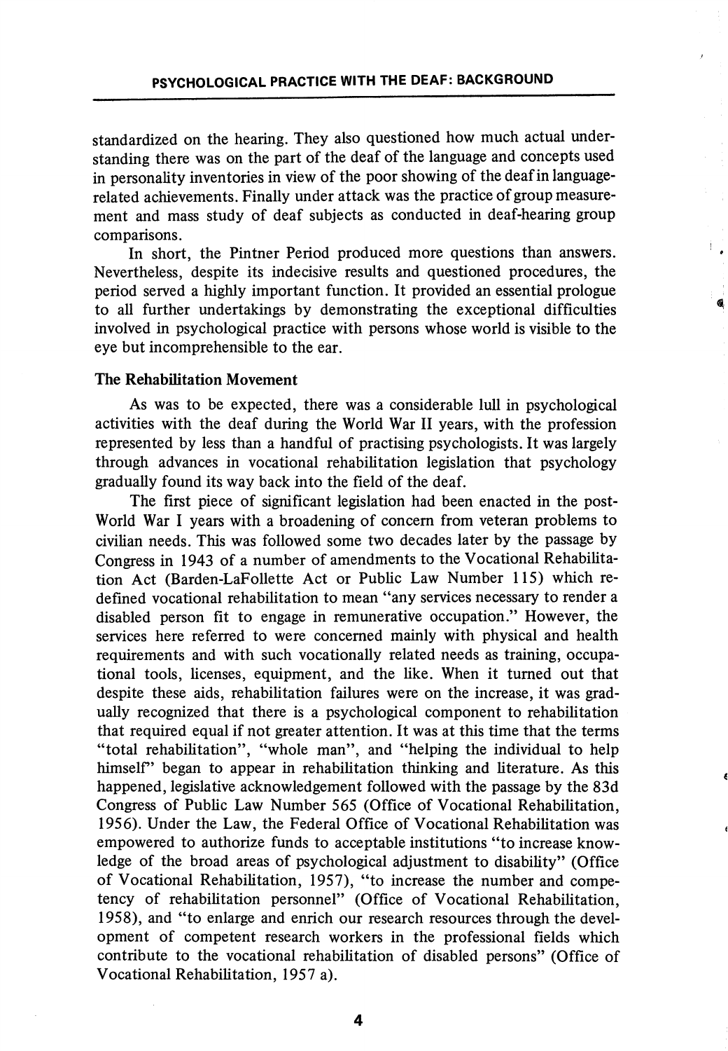standardized on the hearing. They also questioned how much actual understanding there was on the part of the deaf of the language and concepts used in personality inventories in view of the poor showing of the deaf in language-related achievements. Finally under attack was the practice of group measurement and mass study of deaf subjects as conducted in deaf-hearing group comparisons.

In short, the Pintner Period produced more questions than answers. Nevertheless, despite its indecisive results and questioned procedures, the period served a highly important function. It provided an essential prologue to all further undertakings by demonstrating the exceptional difficulties involved in psychological practice with persons whose world is visible to the eye but incomprehensible to the ear.

### The Rehabilitation Movement

As was to be expected, there was a considerable lull in psychological activities with the deaf during the World War II years, with the profession represented by less than a handful of practising psychologists. It was largely through advances in vocational rehabilitation legislation that psychology gradually found its way back into the field of the deaf.

The first piece of significant legislation had been enacted in the post-World War I years with a broadening of concern from veteran problems to civilian needs. This was followed some two decades later by the passage by Congress in 1943 of a number of amendments to the Vocational Rehabilitation Act (Barden-LaFollette Act or Public Law Number 115) which redefined vocational rehabilitation to mean "any services necessary to render a disabled person fit to engage in remunerative occupation." However, the services here referred to were concerned mainly with physical and health requirements and with such vocationally related needs as training, occupational tools, licenses, equipment, and the like. When it turned out that despite these aids, rehabilitation failures were on the increase, it was gradually recognized that there is a psychological component to rehabilitation that required equal if not greater attention. It was at this time that the terms "total rehabilitation", "whole man", and "helping the individual to help himself" began to appear in rehabilitation thinking and literature. As this happened, legislative acknowledgement followed with the passage by the 83d Congress of Public Law Number 565 (Office of Vocational Rehabilitation, 1956). Under the Law, the Federal Office of Vocational Rehabilitation was empowered to authorize funds to acceptable institutions "to increase knowledge of the broad areas of psychological adjustment to disability" (Office of Vocational Rehabilitation, 1957), "to increase the number and competency of rehabilitation personnel" (Office of Vocational Rehabilitation, 1958), and "to enlarge and enrich our research resources through the development of competent research workers in the professional fields which contribute to the vocational rehabilitation of disabled persons" (Office of Vocational Rehabilitation, 1957 a).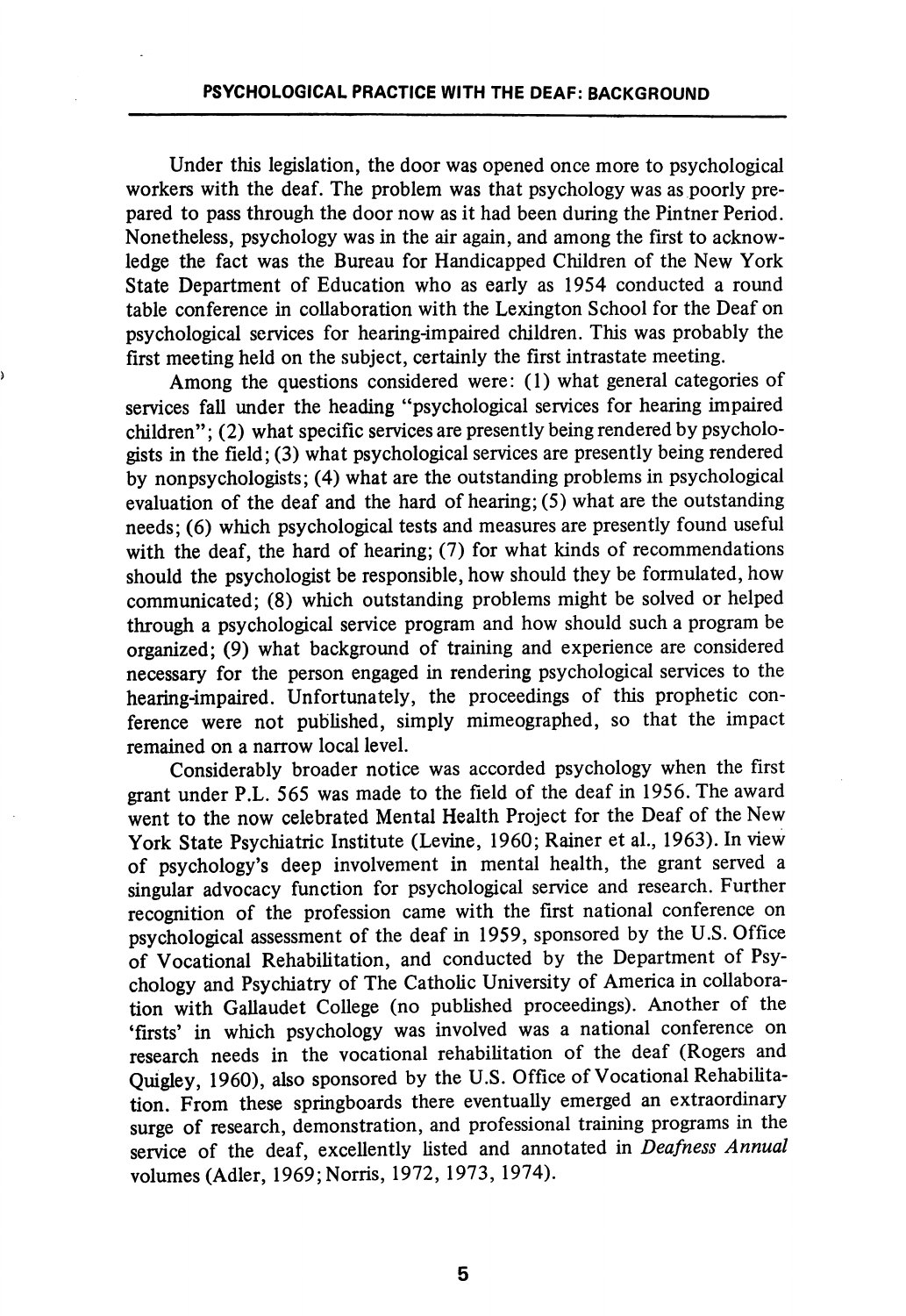Under this legislation, the door was opened once more to psychological workers with the deaf. The problem was that psychology was as poorly prepared to pass through the door now as it had been during the Pintner Period. Nonetheless, psychology was in the air again, and among the first to acknowledge the fact was the Bureau for Handicapped Children of the New York State Department of Education who as early as 1954 conducted a round table conference in collaboration with the Lexington School for the Deaf on psychological services for hearing-impaired children. This was probably the first meeting held on the subject, certainly the first intrastate meeting.

Among the questions considered were: (1) what general categories of services fall under the heading "psychological services for hearing impaired children"; (2) what specific services are presently being rendered by psychologists in the field; (3) what psychological services are presently being rendered by nonpsychologists; (4) what are the outstanding problems in psychological evaluation of the deaf and the hard of hearing; (5) what are the outstanding needs; (6) which psychological tests and measures are presently found useful with the deaf, the hard of hearing; (7) for what kinds of recommendations should the psychologist be responsible, how should they be formulated, how communicated; (8) which outstanding problems might be solved or helped through a psychological service program and how should such a program be organized; (9) what background of training and experience are considered necessary for the person engaged in rendering psychological services to the hearing-impaired. Unfortunately, the proceedings of this prophetic conference were not published, simply mimeographed, so that the impact remained on a narrow local level.

Considerably broader notice was accorded psychology when the first grant under P.L. 565 was made to the field of the deaf in 1956. The award went to the now celebrated Mental Health Project for the Deaf of the New York State Psychiatric Institute (Levine, 1960; Rainer et al., 1963). In view of psychology's deep involvement in mental health, the grant served a singular advocacy function for psychological service and research. Further recognition of the profession came with the first national conference on psychological assessment of the deaf in 1959, sponsored by the U.S. Office of Vocational Rehabilitation, and conducted by the Department of Psychology and Psychiatry of The Catholic University of America in collaboration with Gallaudet College (no published proceedings). Another of the 'firsts' in which psychology was involved was a national conference on research needs in the vocational rehabilitation of the deaf (Rogers and Quigley, 1960), also sponsored by the U.S. Office of Vocational Rehabilitation. From these springboards there eventually emerged an extraordinary surge of research, demonstration, and professional training programs in the service of the deaf, excellently listed and annotated in *Deafness Annual* volumes (Adler, 1969; Norris, 1972, 1973, 1974).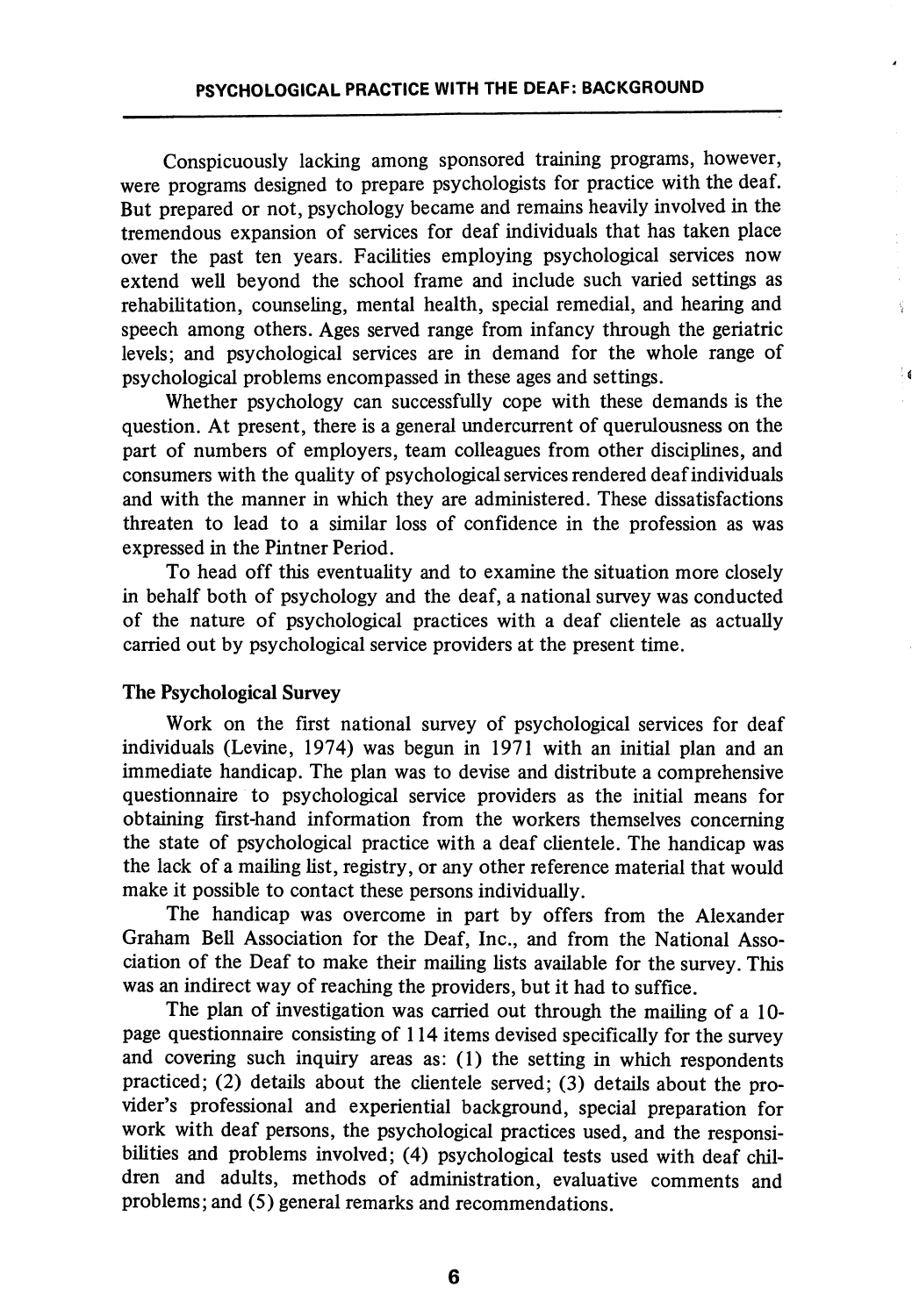Conspicuously lacking among sponsored training programs, however, were programs designed to prepare psychologists for practice with the deaf. But prepared or not, psychology became and remains heavily involved in the tremendous expansion of services for deaf individuals that has taken place over the past ten years. Facilities employing psychological services now extend well beyond the school frame and include such varied settings as rehabilitation, counseling, mental health, special remedial, and hearing and speech among others. Ages served range from infancy through the geriatric levels; and psychological services are in demand for the whole range of psychological problems encompassed in these ages and settings.

Whether psychology can successfully cope with these demands is the question. At present, there is a general undercurrent of querulousness on the part of numbers of employers, team colleagues from other disciplines, and consumers with the quality of psychological services rendered deaf individuals and with the manner in which they are administered. These dissatisfactions threaten to lead to a similar loss of confidence in the profession as was expressed in the Pintner Period.

To head off this eventuality and to examine the situation more closely in behalf both of psychology and the deaf, a national survey was conducted of the nature of psychological practices with a deaf clientele as actually carried out by psychological service providers at the present time.

### The Psychological Survey

Work on the first national survey of psychological services for deaf individuals (Levine, 1974) was begun in 1971 with an initial plan and an immediate handicap. The plan was to devise and distribute a comprehensive questionnaire to psychological service providers as the initial means for obtaining first-hand information from the workers themselves concerning the state of psychological practice with a deaf clientele. The handicap was the lack of a mailing list, registry, or any other reference material that would make it possible to contact these persons individually.

The handicap was overcome in part by offers from the Alexander Graham Bell Association for the Deaf, Inc., and from the National Association of the Deaf to make their mailing lists available for the survey. This was an indirect way of reaching the providers, but it had to suffice.

The plan of investigation was carried out through the mailing of a 10-page questionnaire consisting of 114 items devised specifically for the survey and covering such inquiry areas as: (1) the setting in which respondents practiced; (2) details about the clientele served; (3) details about the provider's professional and experiential background, special preparation for work with deaf persons, the psychological practices used, and the responsibilities and problems involved; (4) psychological tests used with deaf children and adults, methods of administration, evaluative comments and problems; and (5) general remarks and recommendations.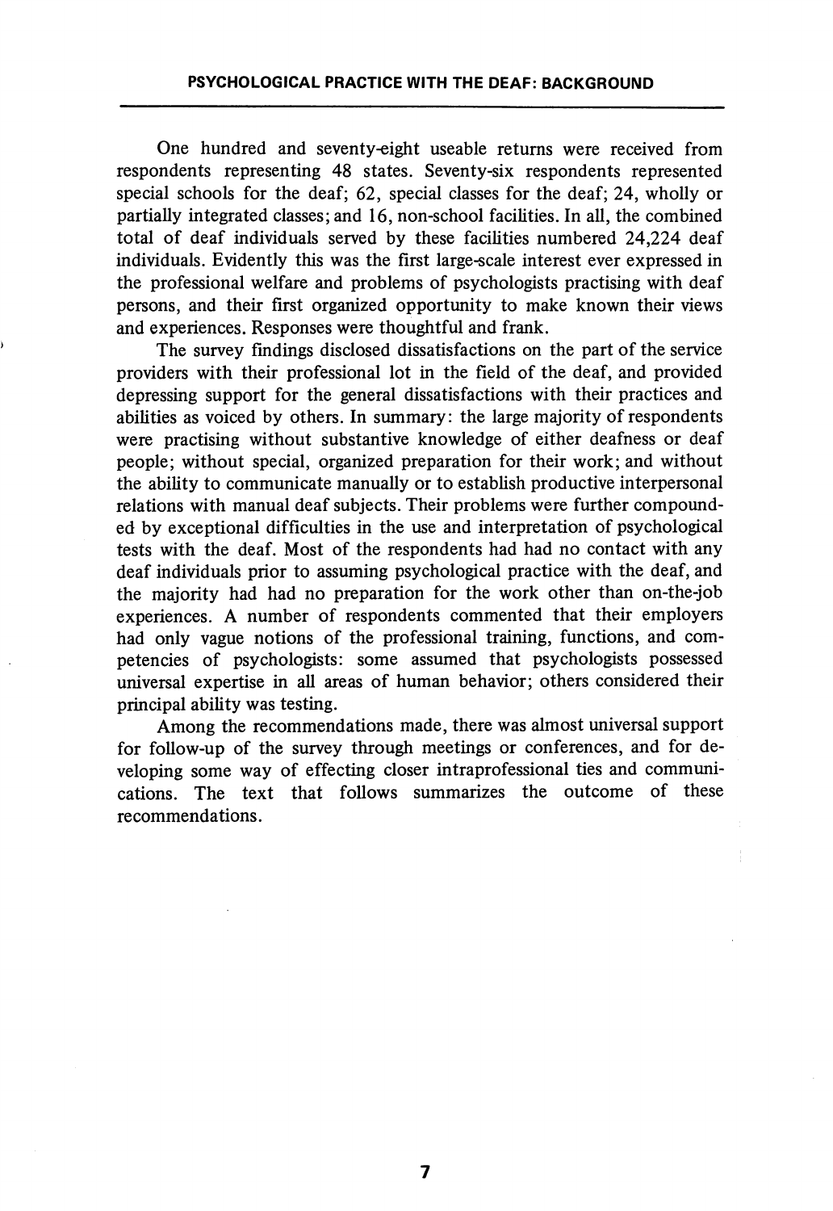One hundred and seventy-eight useable returns were received from respondents representing 48 states. Seventy-six respondents represented special schools for the deaf; 62, special classes for the deaf; 24, wholly or partially integrated classes; and 16, non-school facilities. In all, the combined total of deaf individuals served by these facilities numbered 24,224 deaf individuals. Evidently this was the first large-scale interest ever expressed in the professional welfare and problems of psychologists practising with deaf persons, and their first organized opportunity to make known their views and experiences. Responses were thoughtful and frank.

The survey findings disclosed dissatisfactions on the part of the service providers with their professional lot in the field of the deaf, and provided depressing support for the general dissatisfactions with their practices and abilities as voiced by others. In summary: the large majority of respondents were practising without substantive knowledge of either deafness or deaf people; without special, organized preparation for their work; and without the ability to communicate manually or to establish productive interpersonal relations with manual deaf subjects. Their problems were further compounded by exceptional difficulties in the use and interpretation of psychological tests with the deaf. Most of the respondents had had no contact with any deaf individuals prior to assuming psychological practice with the deaf, and the majority had had no preparation for the work other than on-the-job experiences. A number of respondents commented that their employers had only vague notions of the professional training, functions, and competencies of psychologists: some assumed that psychologists possessed universal expertise in all areas of human behavior; others considered their principal ability was testing.

Among the recommendations made, there was almost universal support for follow-up of the survey through meetings or conferences, and for developing some way of effecting closer intraprofessional ties and communications. The text that follows summarizes the outcome of these recommendations.